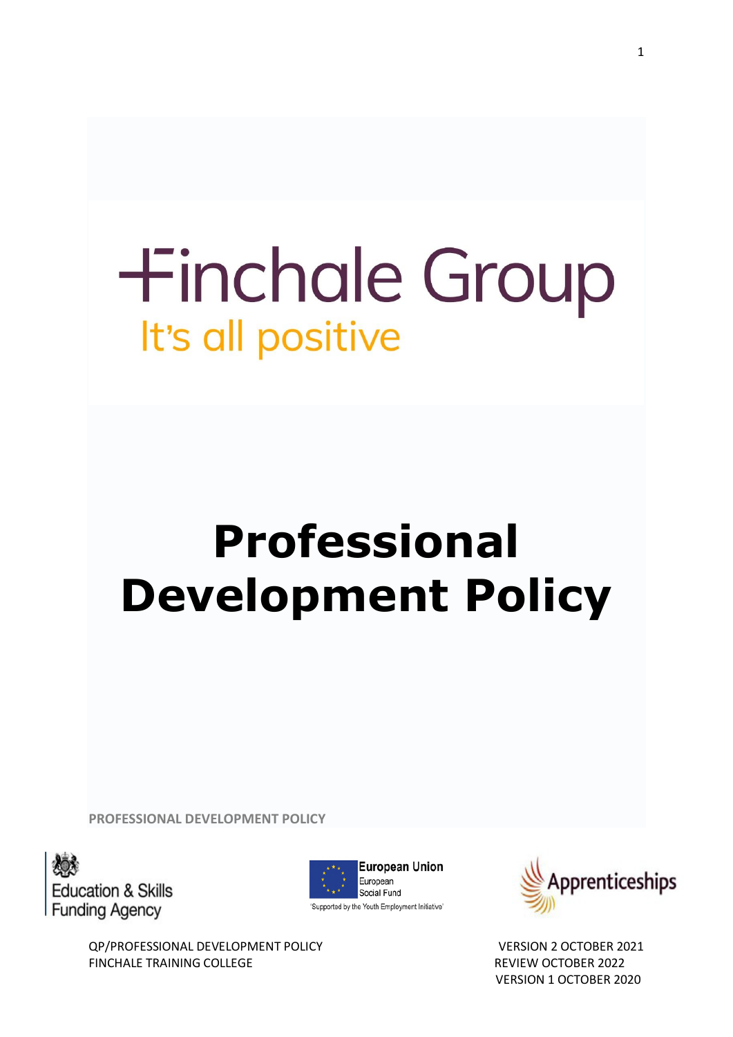Finchale Group

It's all positive

# Professional Development Policy

PROFESSIONAL DEVELOPMENT POLICY

Education & Skills Funding Agency

European Union European Social Fund

'Supported by the Youth Employment Initiative'

Apprenticeships

QP/PROFESSIONAL DEVELOPMENT POLICY
FINCHALE TRAINING COLLEGE

VERSION 2 OCTOBER 2021
REVIEW OCTOBER 2022
VERSION 1 OCTOBER 2020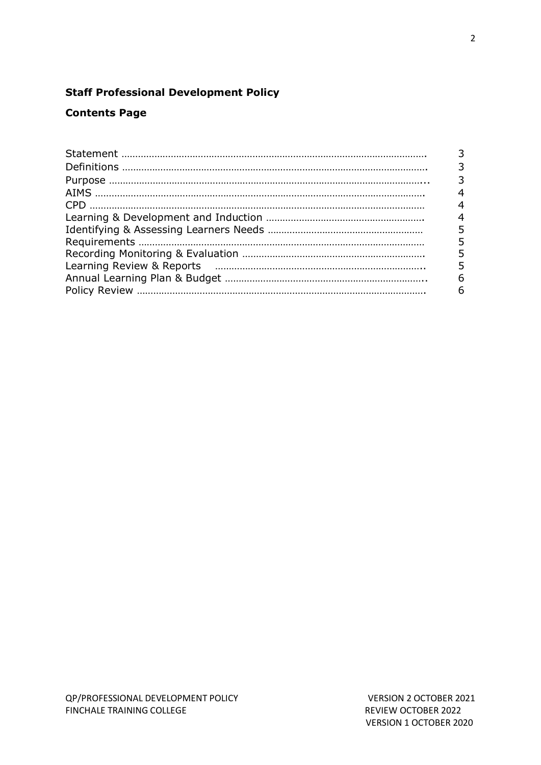**Staff Professional Development Policy**

**Contents Page**

| | |
|---|---|
| Statement | 3 |
| Definitions | 3 |
| Purpose | 3 |
| AIMS | 4 |
| CPD | 4 |
| Learning & Development and Induction | 4 |
| Identifying & Assessing Learners Needs | 5 |
| Requirements | 5 |
| Recording Monitoring & Evaluation | 5 |
| Learning Review & Reports | 5 |
| Annual Learning Plan & Budget | 6 |
| Policy Review | 6 |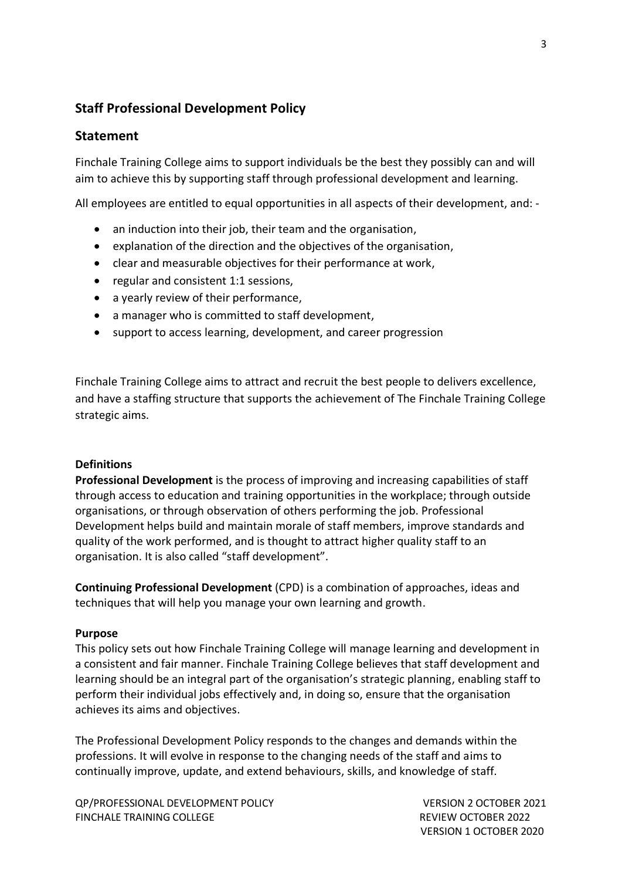## Staff Professional Development Policy

## Statement

Finchale Training College aims to support individuals be the best they possibly can and will aim to achieve this by supporting staff through professional development and learning.

All employees are entitled to equal opportunities in all aspects of their development, and: -

- an induction into their job, their team and the organisation,
- explanation of the direction and the objectives of the organisation,
- clear and measurable objectives for their performance at work,
- regular and consistent 1:1 sessions,
- a yearly review of their performance,
- a manager who is committed to staff development,
- support to access learning, development, and career progression

Finchale Training College aims to attract and recruit the best people to delivers excellence, and have a staffing structure that supports the achievement of The Finchale Training College strategic aims.

**Definitions**

**Professional Development** is the process of improving and increasing capabilities of staff through access to education and training opportunities in the workplace; through outside organisations, or through observation of others performing the job. Professional Development helps build and maintain morale of staff members, improve standards and quality of the work performed, and is thought to attract higher quality staff to an organisation. It is also called "staff development".

**Continuing Professional Development** (CPD) is a combination of approaches, ideas and techniques that will help you manage your own learning and growth.

**Purpose**

This policy sets out how Finchale Training College will manage learning and development in a consistent and fair manner. Finchale Training College believes that staff development and learning should be an integral part of the organisation's strategic planning, enabling staff to perform their individual jobs effectively and, in doing so, ensure that the organisation achieves its aims and objectives.

The Professional Development Policy responds to the changes and demands within the professions. It will evolve in response to the changing needs of the staff and aims to continually improve, update, and extend behaviours, skills, and knowledge of staff.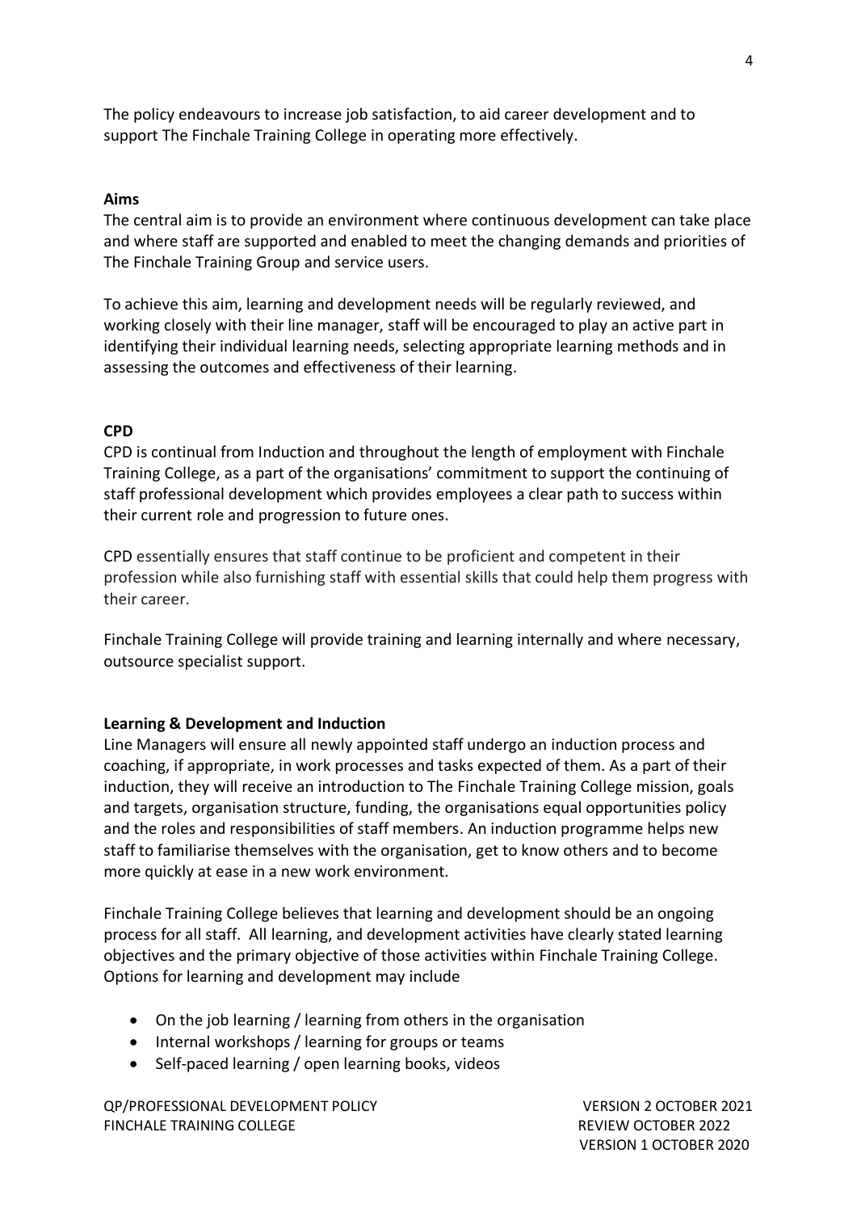The policy endeavours to increase job satisfaction, to aid career development and to support The Finchale Training College in operating more effectively.

**Aims**

The central aim is to provide an environment where continuous development can take place and where staff are supported and enabled to meet the changing demands and priorities of The Finchale Training Group and service users.

To achieve this aim, learning and development needs will be regularly reviewed, and working closely with their line manager, staff will be encouraged to play an active part in identifying their individual learning needs, selecting appropriate learning methods and in assessing the outcomes and effectiveness of their learning.

**CPD**

CPD is continual from Induction and throughout the length of employment with Finchale Training College, as a part of the organisations' commitment to support the continuing of staff professional development which provides employees a clear path to success within their current role and progression to future ones.

CPD essentially ensures that staff continue to be proficient and competent in their profession while also furnishing staff with essential skills that could help them progress with their career.

Finchale Training College will provide training and learning internally and where necessary, outsource specialist support.

**Learning & Development and Induction**

Line Managers will ensure all newly appointed staff undergo an induction process and coaching, if appropriate, in work processes and tasks expected of them. As a part of their induction, they will receive an introduction to The Finchale Training College mission, goals and targets, organisation structure, funding, the organisations equal opportunities policy and the roles and responsibilities of staff members. An induction programme helps new staff to familiarise themselves with the organisation, get to know others and to become more quickly at ease in a new work environment.

Finchale Training College believes that learning and development should be an ongoing process for all staff. All learning, and development activities have clearly stated learning objectives and the primary objective of those activities within Finchale Training College. Options for learning and development may include

- On the job learning / learning from others in the organisation
- Internal workshops / learning for groups or teams
- Self-paced learning / open learning books, videos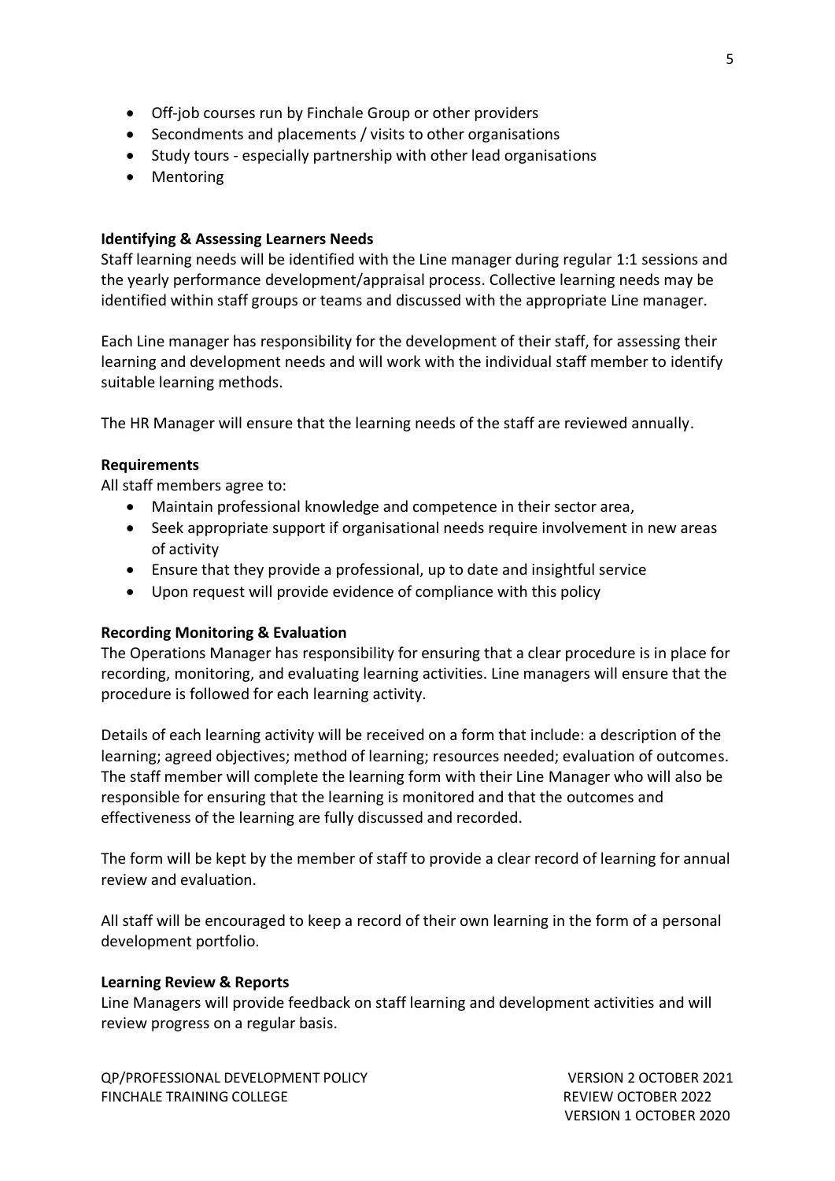- Off-job courses run by Finchale Group or other providers
- Secondments and placements / visits to other organisations
- Study tours - especially partnership with other lead organisations
- Mentoring

**Identifying & Assessing Learners Needs**

Staff learning needs will be identified with the Line manager during regular 1:1 sessions and the yearly performance development/appraisal process. Collective learning needs may be identified within staff groups or teams and discussed with the appropriate Line manager.

Each Line manager has responsibility for the development of their staff, for assessing their learning and development needs and will work with the individual staff member to identify suitable learning methods.

The HR Manager will ensure that the learning needs of the staff are reviewed annually.

**Requirements**

All staff members agree to:

- Maintain professional knowledge and competence in their sector area,
- Seek appropriate support if organisational needs require involvement in new areas of activity
- Ensure that they provide a professional, up to date and insightful service
- Upon request will provide evidence of compliance with this policy

**Recording Monitoring & Evaluation**

The Operations Manager has responsibility for ensuring that a clear procedure is in place for recording, monitoring, and evaluating learning activities. Line managers will ensure that the procedure is followed for each learning activity.

Details of each learning activity will be received on a form that include: a description of the learning; agreed objectives; method of learning; resources needed; evaluation of outcomes. The staff member will complete the learning form with their Line Manager who will also be responsible for ensuring that the learning is monitored and that the outcomes and effectiveness of the learning are fully discussed and recorded.

The form will be kept by the member of staff to provide a clear record of learning for annual review and evaluation.

All staff will be encouraged to keep a record of their own learning in the form of a personal development portfolio.

**Learning Review & Reports**

Line Managers will provide feedback on staff learning and development activities and will review progress on a regular basis.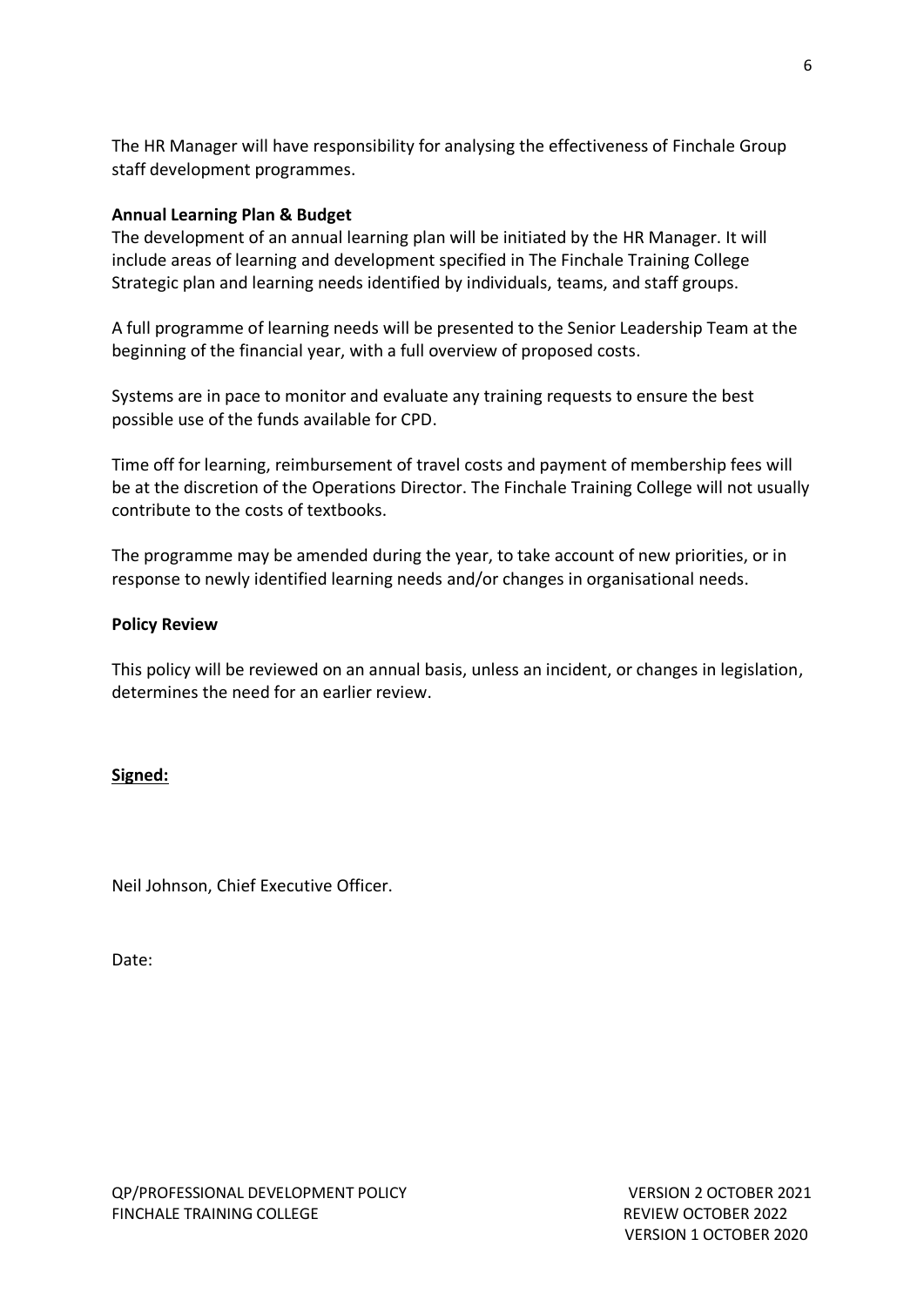The HR Manager will have responsibility for analysing the effectiveness of Finchale Group staff development programmes.

**Annual Learning Plan & Budget**

The development of an annual learning plan will be initiated by the HR Manager. It will include areas of learning and development specified in The Finchale Training College Strategic plan and learning needs identified by individuals, teams, and staff groups.

A full programme of learning needs will be presented to the Senior Leadership Team at the beginning of the financial year, with a full overview of proposed costs.

Systems are in pace to monitor and evaluate any training requests to ensure the best possible use of the funds available for CPD.

Time off for learning, reimbursement of travel costs and payment of membership fees will be at the discretion of the Operations Director. The Finchale Training College will not usually contribute to the costs of textbooks.

The programme may be amended during the year, to take account of new priorities, or in response to newly identified learning needs and/or changes in organisational needs.

**Policy Review**

This policy will be reviewed on an annual basis, unless an incident, or changes in legislation, determines the need for an earlier review.

**Signed:**

Neil Johnson, Chief Executive Officer.

Date:

QP/PROFESSIONAL DEVELOPMENT POLICY
FINCHALE TRAINING COLLEGE

VERSION 2 OCTOBER 2021
REVIEW OCTOBER 2022
VERSION 1 OCTOBER 2020